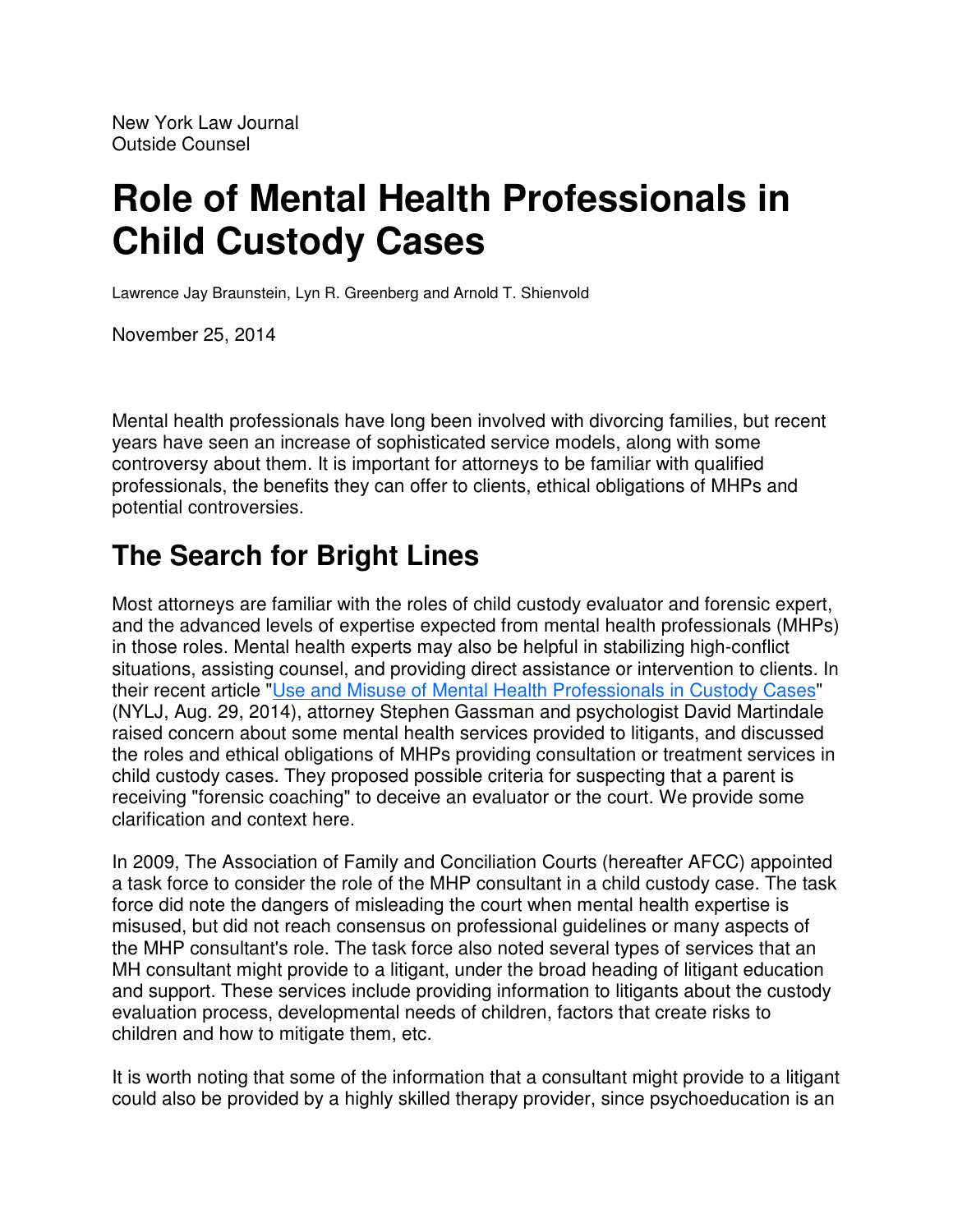New York Law Journal
Outside Counsel

# Role of Mental Health Professionals in Child Custody Cases

Lawrence Jay Braunstein, Lyn R. Greenberg and Arnold T. Shienvold

November 25, 2014

Mental health professionals have long been involved with divorcing families, but recent years have seen an increase of sophisticated service models, along with some controversy about them. It is important for attorneys to be familiar with qualified professionals, the benefits they can offer to clients, ethical obligations of MHPs and potential controversies.

## The Search for Bright Lines

Most attorneys are familiar with the roles of child custody evaluator and forensic expert, and the advanced levels of expertise expected from mental health professionals (MHPs) in those roles. Mental health experts may also be helpful in stabilizing high-conflict situations, assisting counsel, and providing direct assistance or intervention to clients. In their recent article "Use and Misuse of Mental Health Professionals in Custody Cases" (NYLJ, Aug. 29, 2014), attorney Stephen Gassman and psychologist David Martindale raised concern about some mental health services provided to litigants, and discussed the roles and ethical obligations of MHPs providing consultation or treatment services in child custody cases. They proposed possible criteria for suspecting that a parent is receiving "forensic coaching" to deceive an evaluator or the court. We provide some clarification and context here.

In 2009, The Association of Family and Conciliation Courts (hereafter AFCC) appointed a task force to consider the role of the MHP consultant in a child custody case. The task force did note the dangers of misleading the court when mental health expertise is misused, but did not reach consensus on professional guidelines or many aspects of the MHP consultant's role. The task force also noted several types of services that an MH consultant might provide to a litigant, under the broad heading of litigant education and support. These services include providing information to litigants about the custody evaluation process, developmental needs of children, factors that create risks to children and how to mitigate them, etc.

It is worth noting that some of the information that a consultant might provide to a litigant could also be provided by a highly skilled therapy provider, since psychoeducation is an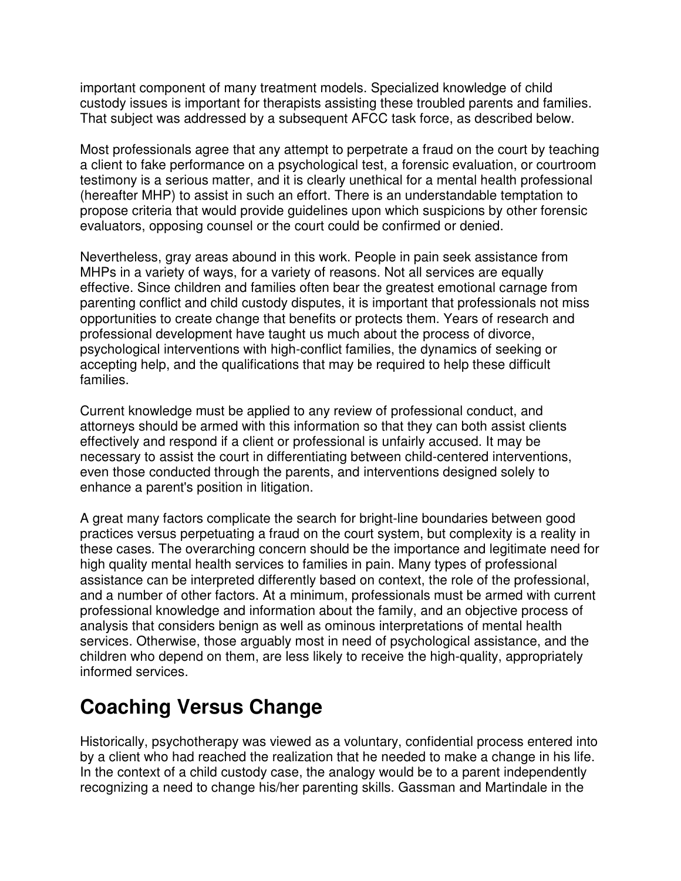important component of many treatment models. Specialized knowledge of child custody issues is important for therapists assisting these troubled parents and families. That subject was addressed by a subsequent AFCC task force, as described below.

Most professionals agree that any attempt to perpetrate a fraud on the court by teaching a client to fake performance on a psychological test, a forensic evaluation, or courtroom testimony is a serious matter, and it is clearly unethical for a mental health professional (hereafter MHP) to assist in such an effort. There is an understandable temptation to propose criteria that would provide guidelines upon which suspicions by other forensic evaluators, opposing counsel or the court could be confirmed or denied.

Nevertheless, gray areas abound in this work. People in pain seek assistance from MHPs in a variety of ways, for a variety of reasons. Not all services are equally effective. Since children and families often bear the greatest emotional carnage from parenting conflict and child custody disputes, it is important that professionals not miss opportunities to create change that benefits or protects them. Years of research and professional development have taught us much about the process of divorce, psychological interventions with high-conflict families, the dynamics of seeking or accepting help, and the qualifications that may be required to help these difficult families.

Current knowledge must be applied to any review of professional conduct, and attorneys should be armed with this information so that they can both assist clients effectively and respond if a client or professional is unfairly accused. It may be necessary to assist the court in differentiating between child-centered interventions, even those conducted through the parents, and interventions designed solely to enhance a parent's position in litigation.

A great many factors complicate the search for bright-line boundaries between good practices versus perpetuating a fraud on the court system, but complexity is a reality in these cases. The overarching concern should be the importance and legitimate need for high quality mental health services to families in pain. Many types of professional assistance can be interpreted differently based on context, the role of the professional, and a number of other factors. At a minimum, professionals must be armed with current professional knowledge and information about the family, and an objective process of analysis that considers benign as well as ominous interpretations of mental health services. Otherwise, those arguably most in need of psychological assistance, and the children who depend on them, are less likely to receive the high-quality, appropriately informed services.

## Coaching Versus Change

Historically, psychotherapy was viewed as a voluntary, confidential process entered into by a client who had reached the realization that he needed to make a change in his life. In the context of a child custody case, the analogy would be to a parent independently recognizing a need to change his/her parenting skills. Gassman and Martindale in the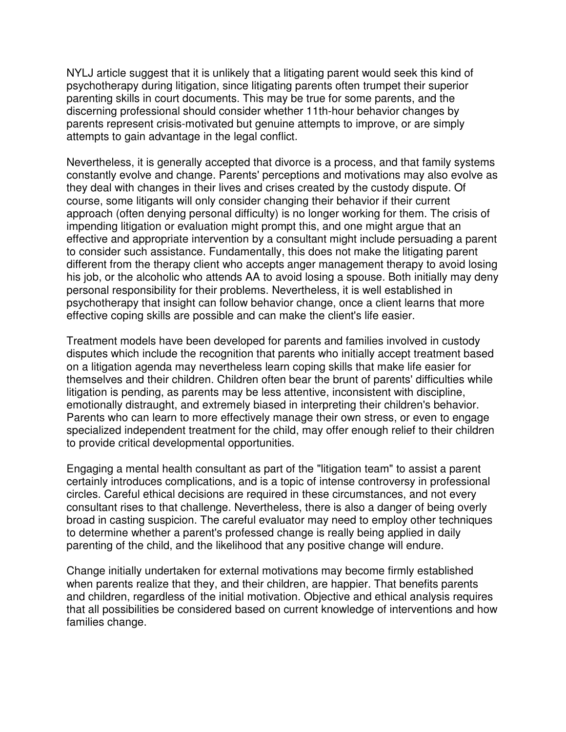NYLJ article suggest that it is unlikely that a litigating parent would seek this kind of psychotherapy during litigation, since litigating parents often trumpet their superior parenting skills in court documents. This may be true for some parents, and the discerning professional should consider whether 11th-hour behavior changes by parents represent crisis-motivated but genuine attempts to improve, or are simply attempts to gain advantage in the legal conflict.

Nevertheless, it is generally accepted that divorce is a process, and that family systems constantly evolve and change. Parents' perceptions and motivations may also evolve as they deal with changes in their lives and crises created by the custody dispute. Of course, some litigants will only consider changing their behavior if their current approach (often denying personal difficulty) is no longer working for them. The crisis of impending litigation or evaluation might prompt this, and one might argue that an effective and appropriate intervention by a consultant might include persuading a parent to consider such assistance. Fundamentally, this does not make the litigating parent different from the therapy client who accepts anger management therapy to avoid losing his job, or the alcoholic who attends AA to avoid losing a spouse. Both initially may deny personal responsibility for their problems. Nevertheless, it is well established in psychotherapy that insight can follow behavior change, once a client learns that more effective coping skills are possible and can make the client's life easier.

Treatment models have been developed for parents and families involved in custody disputes which include the recognition that parents who initially accept treatment based on a litigation agenda may nevertheless learn coping skills that make life easier for themselves and their children. Children often bear the brunt of parents' difficulties while litigation is pending, as parents may be less attentive, inconsistent with discipline, emotionally distraught, and extremely biased in interpreting their children's behavior. Parents who can learn to more effectively manage their own stress, or even to engage specialized independent treatment for the child, may offer enough relief to their children to provide critical developmental opportunities.

Engaging a mental health consultant as part of the "litigation team" to assist a parent certainly introduces complications, and is a topic of intense controversy in professional circles. Careful ethical decisions are required in these circumstances, and not every consultant rises to that challenge. Nevertheless, there is also a danger of being overly broad in casting suspicion. The careful evaluator may need to employ other techniques to determine whether a parent's professed change is really being applied in daily parenting of the child, and the likelihood that any positive change will endure.

Change initially undertaken for external motivations may become firmly established when parents realize that they, and their children, are happier. That benefits parents and children, regardless of the initial motivation. Objective and ethical analysis requires that all possibilities be considered based on current knowledge of interventions and how families change.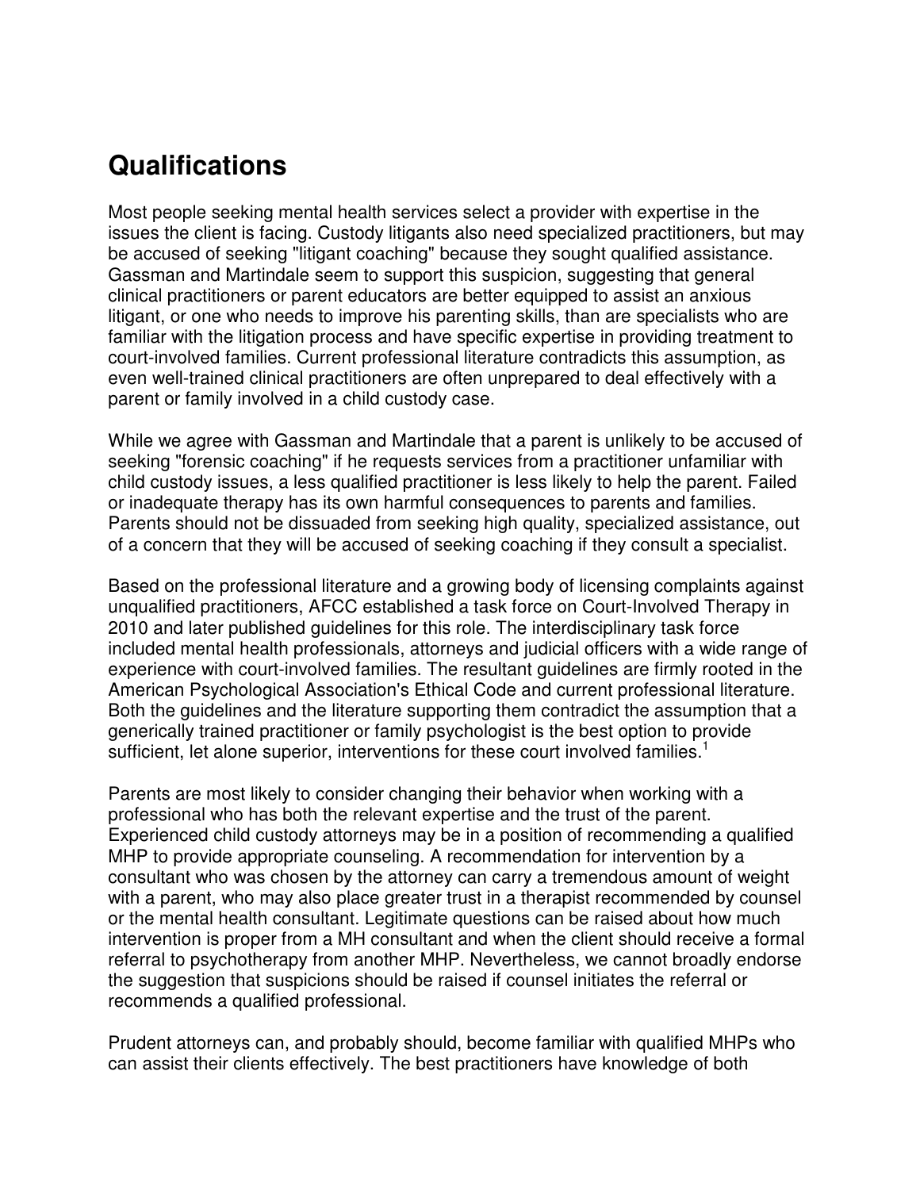## Qualifications

Most people seeking mental health services select a provider with expertise in the issues the client is facing. Custody litigants also need specialized practitioners, but may be accused of seeking "litigant coaching" because they sought qualified assistance. Gassman and Martindale seem to support this suspicion, suggesting that general clinical practitioners or parent educators are better equipped to assist an anxious litigant, or one who needs to improve his parenting skills, than are specialists who are familiar with the litigation process and have specific expertise in providing treatment to court-involved families. Current professional literature contradicts this assumption, as even well-trained clinical practitioners are often unprepared to deal effectively with a parent or family involved in a child custody case.

While we agree with Gassman and Martindale that a parent is unlikely to be accused of seeking "forensic coaching" if he requests services from a practitioner unfamiliar with child custody issues, a less qualified practitioner is less likely to help the parent. Failed or inadequate therapy has its own harmful consequences to parents and families. Parents should not be dissuaded from seeking high quality, specialized assistance, out of a concern that they will be accused of seeking coaching if they consult a specialist.

Based on the professional literature and a growing body of licensing complaints against unqualified practitioners, AFCC established a task force on Court-Involved Therapy in 2010 and later published guidelines for this role. The interdisciplinary task force included mental health professionals, attorneys and judicial officers with a wide range of experience with court-involved families. The resultant guidelines are firmly rooted in the American Psychological Association's Ethical Code and current professional literature. Both the guidelines and the literature supporting them contradict the assumption that a generically trained practitioner or family psychologist is the best option to provide sufficient, let alone superior, interventions for these court involved families.[1]

Parents are most likely to consider changing their behavior when working with a professional who has both the relevant expertise and the trust of the parent. Experienced child custody attorneys may be in a position of recommending a qualified MHP to provide appropriate counseling. A recommendation for intervention by a consultant who was chosen by the attorney can carry a tremendous amount of weight with a parent, who may also place greater trust in a therapist recommended by counsel or the mental health consultant. Legitimate questions can be raised about how much intervention is proper from a MH consultant and when the client should receive a formal referral to psychotherapy from another MHP. Nevertheless, we cannot broadly endorse the suggestion that suspicions should be raised if counsel initiates the referral or recommends a qualified professional.

Prudent attorneys can, and probably should, become familiar with qualified MHPs who can assist their clients effectively. The best practitioners have knowledge of both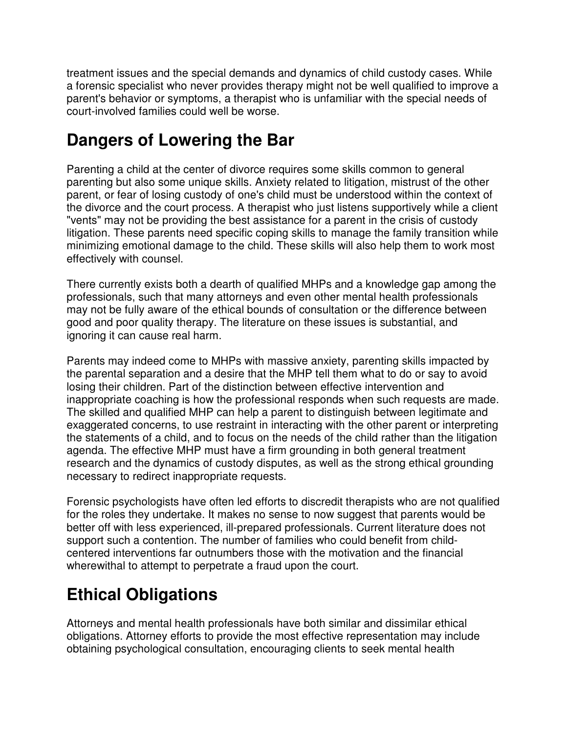treatment issues and the special demands and dynamics of child custody cases. While a forensic specialist who never provides therapy might not be well qualified to improve a parent's behavior or symptoms, a therapist who is unfamiliar with the special needs of court-involved families could well be worse.

## Dangers of Lowering the Bar

Parenting a child at the center of divorce requires some skills common to general parenting but also some unique skills. Anxiety related to litigation, mistrust of the other parent, or fear of losing custody of one's child must be understood within the context of the divorce and the court process. A therapist who just listens supportively while a client "vents" may not be providing the best assistance for a parent in the crisis of custody litigation. These parents need specific coping skills to manage the family transition while minimizing emotional damage to the child. These skills will also help them to work most effectively with counsel.

There currently exists both a dearth of qualified MHPs and a knowledge gap among the professionals, such that many attorneys and even other mental health professionals may not be fully aware of the ethical bounds of consultation or the difference between good and poor quality therapy. The literature on these issues is substantial, and ignoring it can cause real harm.

Parents may indeed come to MHPs with massive anxiety, parenting skills impacted by the parental separation and a desire that the MHP tell them what to do or say to avoid losing their children. Part of the distinction between effective intervention and inappropriate coaching is how the professional responds when such requests are made. The skilled and qualified MHP can help a parent to distinguish between legitimate and exaggerated concerns, to use restraint in interacting with the other parent or interpreting the statements of a child, and to focus on the needs of the child rather than the litigation agenda. The effective MHP must have a firm grounding in both general treatment research and the dynamics of custody disputes, as well as the strong ethical grounding necessary to redirect inappropriate requests.

Forensic psychologists have often led efforts to discredit therapists who are not qualified for the roles they undertake. It makes no sense to now suggest that parents would be better off with less experienced, ill-prepared professionals. Current literature does not support such a contention. The number of families who could benefit from child-centered interventions far outnumbers those with the motivation and the financial wherewithal to attempt to perpetrate a fraud upon the court.

## Ethical Obligations

Attorneys and mental health professionals have both similar and dissimilar ethical obligations. Attorney efforts to provide the most effective representation may include obtaining psychological consultation, encouraging clients to seek mental health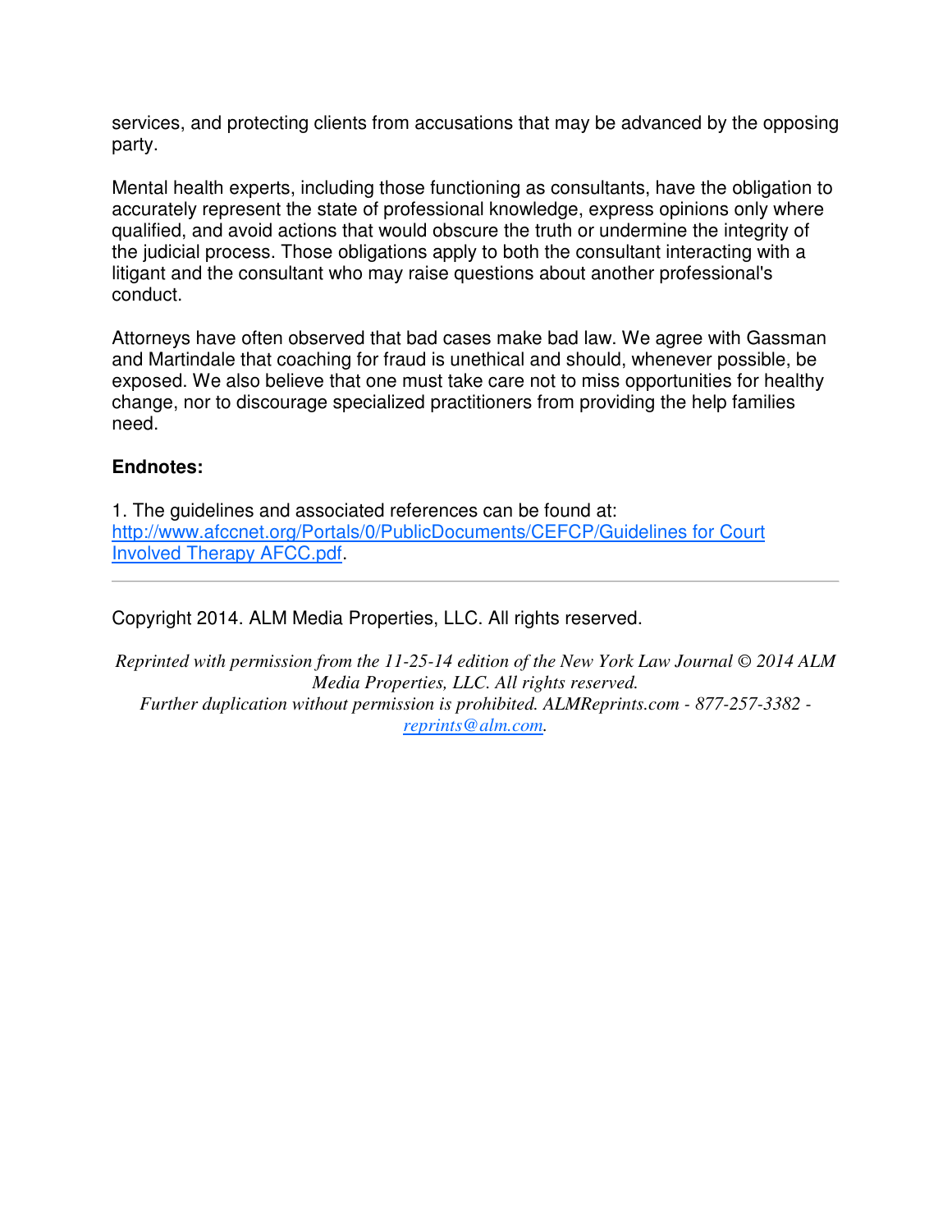services, and protecting clients from accusations that may be advanced by the opposing party.

Mental health experts, including those functioning as consultants, have the obligation to accurately represent the state of professional knowledge, express opinions only where qualified, and avoid actions that would obscure the truth or undermine the integrity of the judicial process. Those obligations apply to both the consultant interacting with a litigant and the consultant who may raise questions about another professional's conduct.

Attorneys have often observed that bad cases make bad law. We agree with Gassman and Martindale that coaching for fraud is unethical and should, whenever possible, be exposed. We also believe that one must take care not to miss opportunities for healthy change, nor to discourage specialized practitioners from providing the help families need.

**Endnotes:**

1. The guidelines and associated references can be found at: [http://www.afccnet.org/Portals/0/PublicDocuments/CEFCP/Guidelines for Court Involved Therapy AFCC.pdf](http://www.afccnet.org/Portals/0/PublicDocuments/CEFCP/Guidelines for Court Involved Therapy AFCC.pdf).

---

Copyright 2014. ALM Media Properties, LLC. All rights reserved.

*Reprinted with permission from the 11-25-14 edition of the New York Law Journal © 2014 ALM Media Properties, LLC. All rights reserved.*
*Further duplication without permission is prohibited. ALMReprints.com - 877-257-3382 - [reprints@alm.com](mailto:reprints@alm.com).*